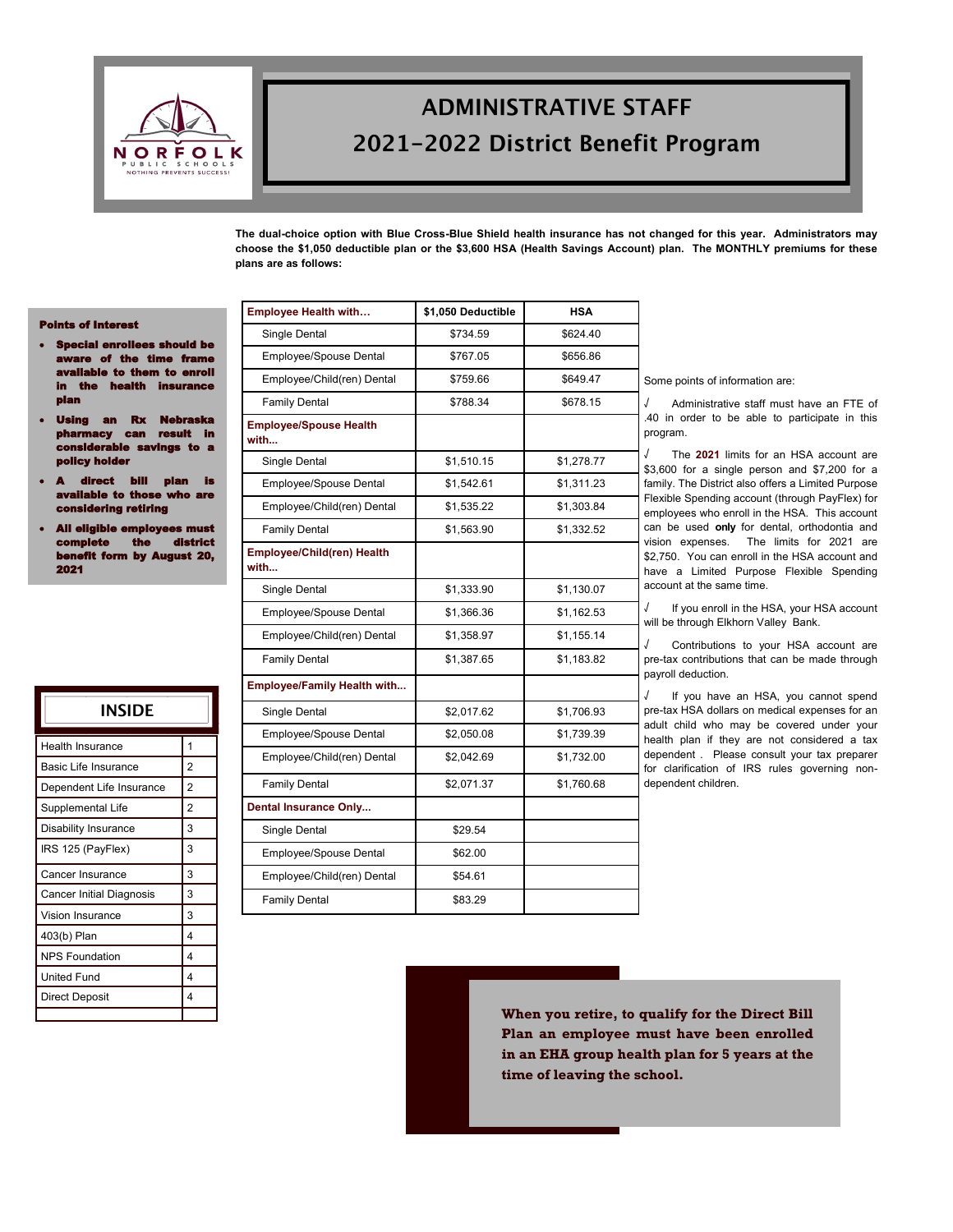# ADMINISTRATIVE STAFF

# 2021-2022 District Benefit Program

**The dual-choice option with Blue Cross-Blue Shield health insurance has not changed for this year. Administrators may choose the $1,050 deductible plan or the $3,600 HSA (Health Savings Account) plan. The MONTHLY premiums for these plans are as follows:**

**Points of Interest**

- **Special enrollees should be aware of the time frame available to them to enroll in the health insurance plan**
- **Using an Rx Nebraska pharmacy can result in considerable savings to a policy holder**
- **A direct bill plan is available to those who are considering retiring**
- **All eligible employees must complete the district benefit form by August 20, 2021**

| Employee Health with… | $1,050 Deductible | HSA |
|---|---|---|
| Single Dental | $734.59 | $624.40 |
| Employee/Spouse Dental | $767.05 | $656.86 |
| Employee/Child(ren) Dental | $759.66 | $649.47 |
| Family Dental | $788.34 | $678.15 |
| **Employee/Spouse Health with...** | | |
| Single Dental | $1,510.15 | $1,278.77 |
| Employee/Spouse Dental | $1,542.61 | $1,311.23 |
| Employee/Child(ren) Dental | $1,535.22 | $1,303.84 |
| Family Dental | $1,563.90 | $1,332.52 |
| **Employee/Child(ren) Health with...** | | |
| Single Dental | $1,333.90 | $1,130.07 |
| Employee/Spouse Dental | $1,366.36 | $1,162.53 |
| Employee/Child(ren) Dental | $1,358.97 | $1,155.14 |
| Family Dental | $1,387.65 | $1,183.82 |
| **Employee/Family Health with...** | | |
| Single Dental | $2,017.62 | $1,706.93 |
| Employee/Spouse Dental | $2,050.08 | $1,739.39 |
| Employee/Child(ren) Dental | $2,042.69 | $1,732.00 |
| Family Dental | $2,071.37 | $1,760.68 |
| **Dental Insurance Only...** | | |
| Single Dental | $29.54 | |
| Employee/Spouse Dental | $62.00 | |
| Employee/Child(ren) Dental | $54.61 | |
| Family Dental | $83.29 | |

Some points of information are:

√ Administrative staff must have an FTE of .40 in order to be able to participate in this program.

√ The **2021** limits for an HSA account are $3,600 for a single person and $7,200 for a family. The District also offers a Limited Purpose Flexible Spending account (through PayFlex) for employees who enroll in the HSA. This account can be used **only** for dental, orthodontia and vision expenses. The limits for 2021 are $2,750. You can enroll in the HSA account and have a Limited Purpose Flexible Spending account at the same time.

√ If you enroll in the HSA, your HSA account will be through Elkhorn Valley Bank.

√ Contributions to your HSA account are pre-tax contributions that can be made through payroll deduction.

√ If you have an HSA, you cannot spend pre-tax HSA dollars on medical expenses for an adult child who may be covered under your health plan if they are not considered a tax dependent . Please consult your tax preparer for clarification of IRS rules governing non-dependent children.

## INSIDE

| | |
|---|---|
| Health Insurance | 1 |
| Basic Life Insurance | 2 |
| Dependent Life Insurance | 2 |
| Supplemental Life | 2 |
| Disability Insurance | 3 |
| IRS 125 (PayFlex) | 3 |
| Cancer Insurance | 3 |
| Cancer Initial Diagnosis | 3 |
| Vision Insurance | 3 |
| 403(b) Plan | 4 |
| NPS Foundation | 4 |
| United Fund | 4 |
| Direct Deposit | 4 |

**When you retire, to qualify for the Direct Bill Plan an employee must have been enrolled in an EHA group health plan for 5 years at the time of leaving the school.**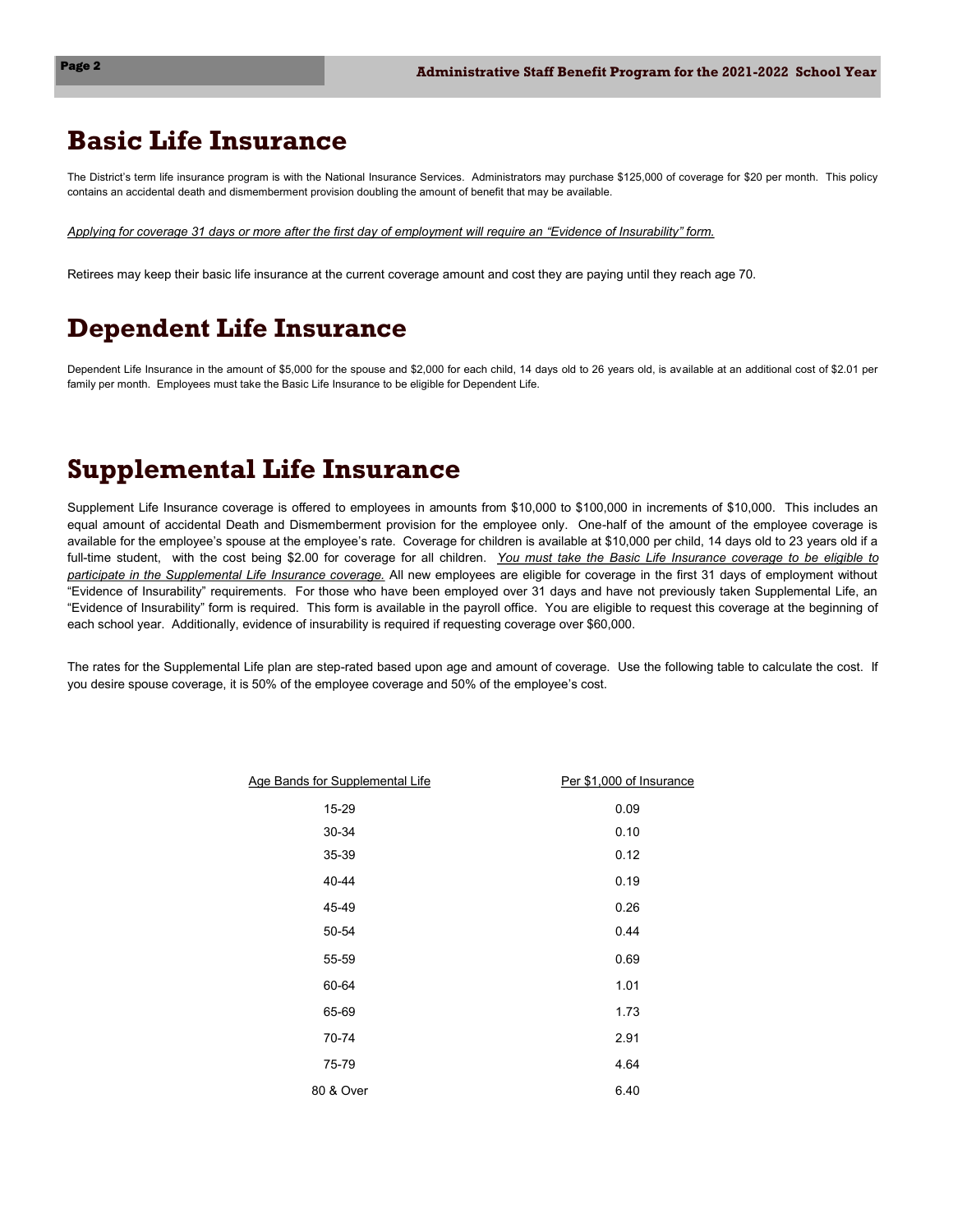# Basic Life Insurance

The District's term life insurance program is with the National Insurance Services. Administrators may purchase $125,000 of coverage for $20 per month. This policy contains an accidental death and dismemberment provision doubling the amount of benefit that may be available.

*Applying for coverage 31 days or more after the first day of employment will require an "Evidence of Insurability" form.*

Retirees may keep their basic life insurance at the current coverage amount and cost they are paying until they reach age 70.

# Dependent Life Insurance

Dependent Life Insurance in the amount of $5,000 for the spouse and $2,000 for each child, 14 days old to 26 years old, is available at an additional cost of $2.01 per family per month. Employees must take the Basic Life Insurance to be eligible for Dependent Life.

# Supplemental Life Insurance

Supplement Life Insurance coverage is offered to employees in amounts from $10,000 to $100,000 in increments of $10,000. This includes an equal amount of accidental Death and Dismemberment provision for the employee only. One-half of the amount of the employee coverage is available for the employee's spouse at the employee's rate. Coverage for children is available at $10,000 per child, 14 days old to 23 years old if a full-time student, with the cost being $2.00 for coverage for all children. *You must take the Basic Life Insurance coverage to be eligible to participate in the Supplemental Life Insurance coverage.* All new employees are eligible for coverage in the first 31 days of employment without "Evidence of Insurability" requirements. For those who have been employed over 31 days and have not previously taken Supplemental Life, an "Evidence of Insurability" form is required. This form is available in the payroll office. You are eligible to request this coverage at the beginning of each school year. Additionally, evidence of insurability is required if requesting coverage over $60,000.

The rates for the Supplemental Life plan are step-rated based upon age and amount of coverage. Use the following table to calculate the cost. If you desire spouse coverage, it is 50% of the employee coverage and 50% of the employee's cost.

| Age Bands for Supplemental Life | Per $1,000 of Insurance |
|---|---|
| 15-29 | 0.09 |
| 30-34 | 0.10 |
| 35-39 | 0.12 |
| 40-44 | 0.19 |
| 45-49 | 0.26 |
| 50-54 | 0.44 |
| 55-59 | 0.69 |
| 60-64 | 1.01 |
| 65-69 | 1.73 |
| 70-74 | 2.91 |
| 75-79 | 4.64 |
| 80 & Over | 6.40 |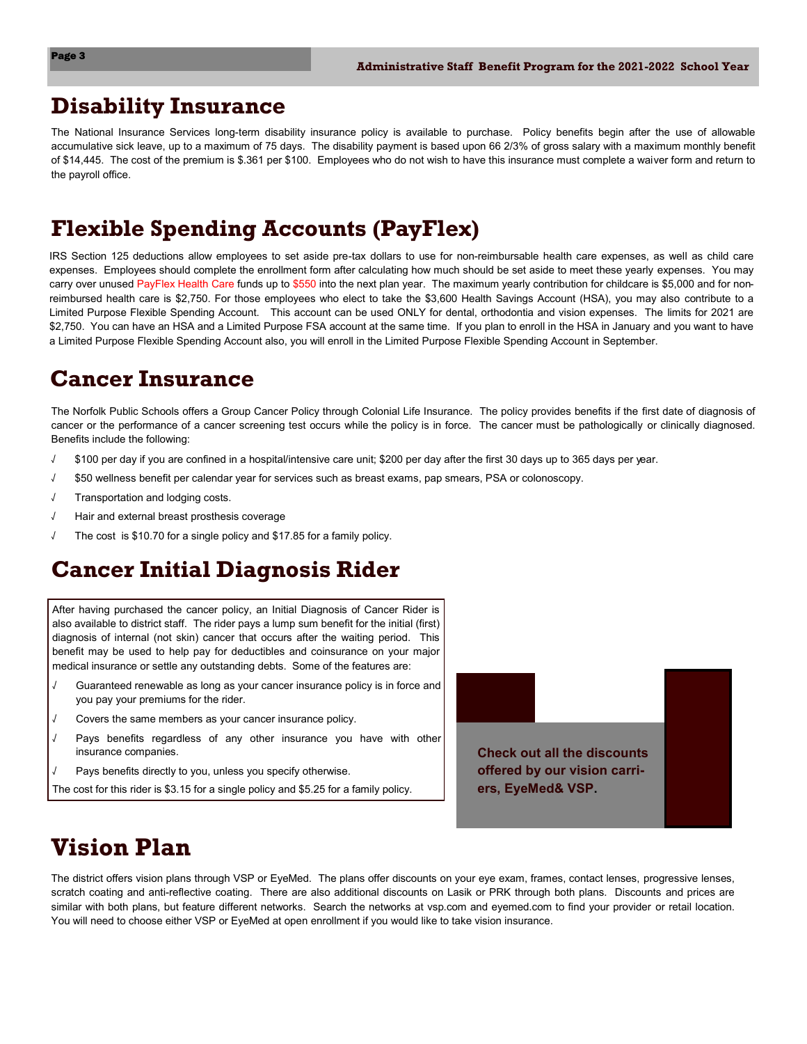# Disability Insurance

The National Insurance Services long-term disability insurance policy is available to purchase. Policy benefits begin after the use of allowable accumulative sick leave, up to a maximum of 75 days. The disability payment is based upon 66 2/3% of gross salary with a maximum monthly benefit of $14,445. The cost of the premium is $.361 per $100. Employees who do not wish to have this insurance must complete a waiver form and return to the payroll office.

# Flexible Spending Accounts (PayFlex)

IRS Section 125 deductions allow employees to set aside pre-tax dollars to use for non-reimbursable health care expenses, as well as child care expenses. Employees should complete the enrollment form after calculating how much should be set aside to meet these yearly expenses. You may carry over unused PayFlex Health Care funds up to $550 into the next plan year. The maximum yearly contribution for childcare is $5,000 and for non-reimbursed health care is $2,750. For those employees who elect to take the $3,600 Health Savings Account (HSA), you may also contribute to a Limited Purpose Flexible Spending Account. This account can be used ONLY for dental, orthodontia and vision expenses. The limits for 2021 are $2,750. You can have an HSA and a Limited Purpose FSA account at the same time. If you plan to enroll in the HSA in January and you want to have a Limited Purpose Flexible Spending Account also, you will enroll in the Limited Purpose Flexible Spending Account in September.

# Cancer Insurance

The Norfolk Public Schools offers a Group Cancer Policy through Colonial Life Insurance. The policy provides benefits if the first date of diagnosis of cancer or the performance of a cancer screening test occurs while the policy is in force. The cancer must be pathologically or clinically diagnosed. Benefits include the following:

- √ $100 per day if you are confined in a hospital/intensive care unit; $200 per day after the first 30 days up to 365 days per year.
- √ $50 wellness benefit per calendar year for services such as breast exams, pap smears, PSA or colonoscopy.
- √ Transportation and lodging costs.
- √ Hair and external breast prosthesis coverage
- √ The cost is $10.70 for a single policy and $17.85 for a family policy.

# Cancer Initial Diagnosis Rider

After having purchased the cancer policy, an Initial Diagnosis of Cancer Rider is also available to district staff. The rider pays a lump sum benefit for the initial (first) diagnosis of internal (not skin) cancer that occurs after the waiting period. This benefit may be used to help pay for deductibles and coinsurance on your major medical insurance or settle any outstanding debts. Some of the features are:

- √ Guaranteed renewable as long as your cancer insurance policy is in force and you pay your premiums for the rider.
- √ Covers the same members as your cancer insurance policy.
- √ Pays benefits regardless of any other insurance you have with other insurance companies.
- √ Pays benefits directly to you, unless you specify otherwise.

The cost for this rider is $3.15 for a single policy and $5.25 for a family policy.

**Check out all the discounts offered by our vision carriers, EyeMed& VSP.**

# Vision Plan

The district offers vision plans through VSP or EyeMed. The plans offer discounts on your eye exam, frames, contact lenses, progressive lenses, scratch coating and anti-reflective coating. There are also additional discounts on Lasik or PRK through both plans. Discounts and prices are similar with both plans, but feature different networks. Search the networks at vsp.com and eyemed.com to find your provider or retail location. You will need to choose either VSP or EyeMed at open enrollment if you would like to take vision insurance.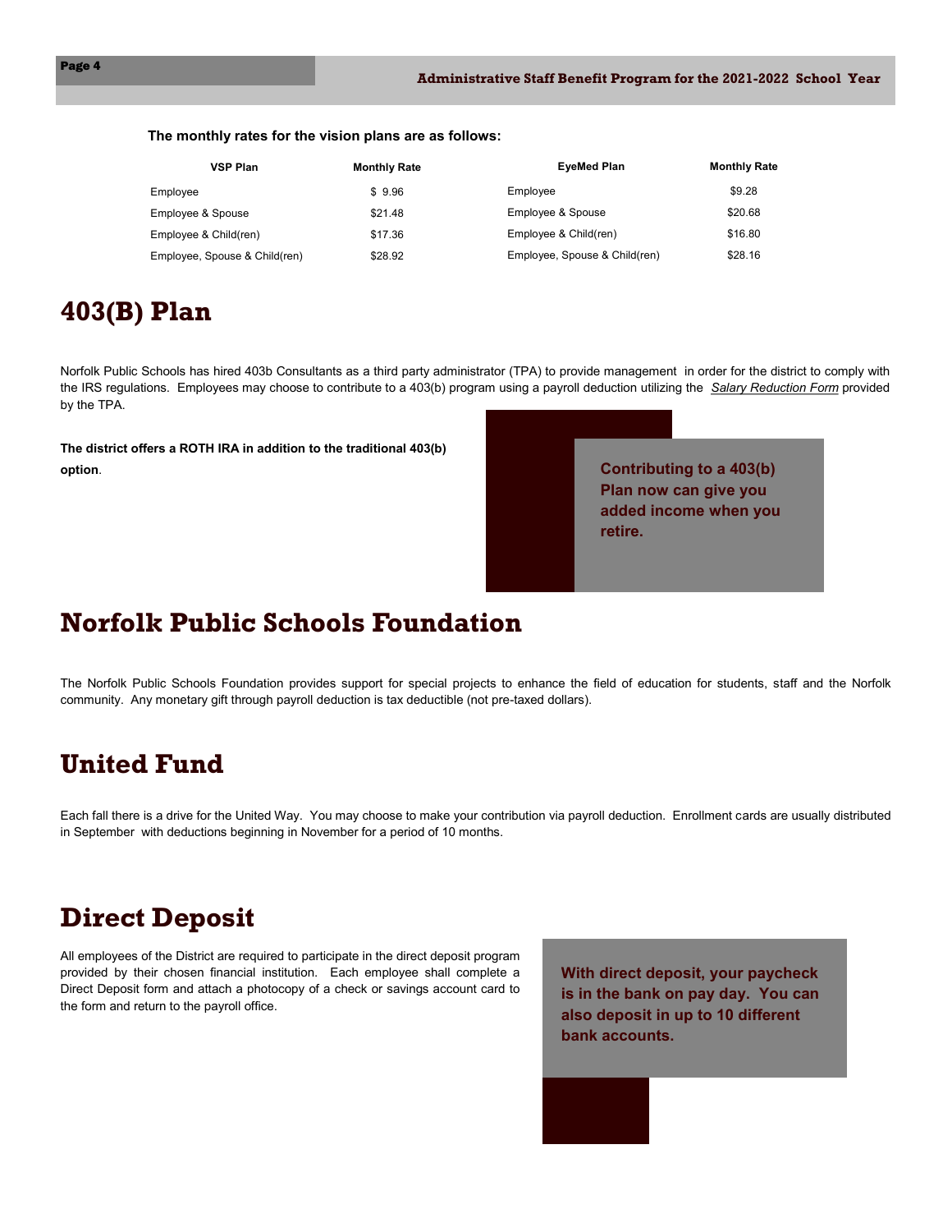**The monthly rates for the vision plans are as follows:**

| VSP Plan | Monthly Rate | EyeMed Plan | Monthly Rate |
|---|---|---|---|
| Employee | $ 9.96 | Employee | $9.28 |
| Employee & Spouse | $21.48 | Employee & Spouse | $20.68 |
| Employee & Child(ren) | $17.36 | Employee & Child(ren) | $16.80 |
| Employee, Spouse & Child(ren) | $28.92 | Employee, Spouse & Child(ren) | $28.16 |

# 403(B) Plan

Norfolk Public Schools has hired 403b Consultants as a third party administrator (TPA) to provide management in order for the district to comply with the IRS regulations. Employees may choose to contribute to a 403(b) program using a payroll deduction utilizing the *Salary Reduction Form* provided by the TPA.

**The district offers a ROTH IRA in addition to the traditional 403(b) option**.

**Contributing to a 403(b) Plan now can give you added income when you retire.**

# Norfolk Public Schools Foundation

The Norfolk Public Schools Foundation provides support for special projects to enhance the field of education for students, staff and the Norfolk community. Any monetary gift through payroll deduction is tax deductible (not pre-taxed dollars).

# United Fund

Each fall there is a drive for the United Way. You may choose to make your contribution via payroll deduction. Enrollment cards are usually distributed in September with deductions beginning in November for a period of 10 months.

# Direct Deposit

All employees of the District are required to participate in the direct deposit program provided by their chosen financial institution. Each employee shall complete a Direct Deposit form and attach a photocopy of a check or savings account card to the form and return to the payroll office.

**With direct deposit, your paycheck is in the bank on pay day. You can also deposit in up to 10 different bank accounts.**